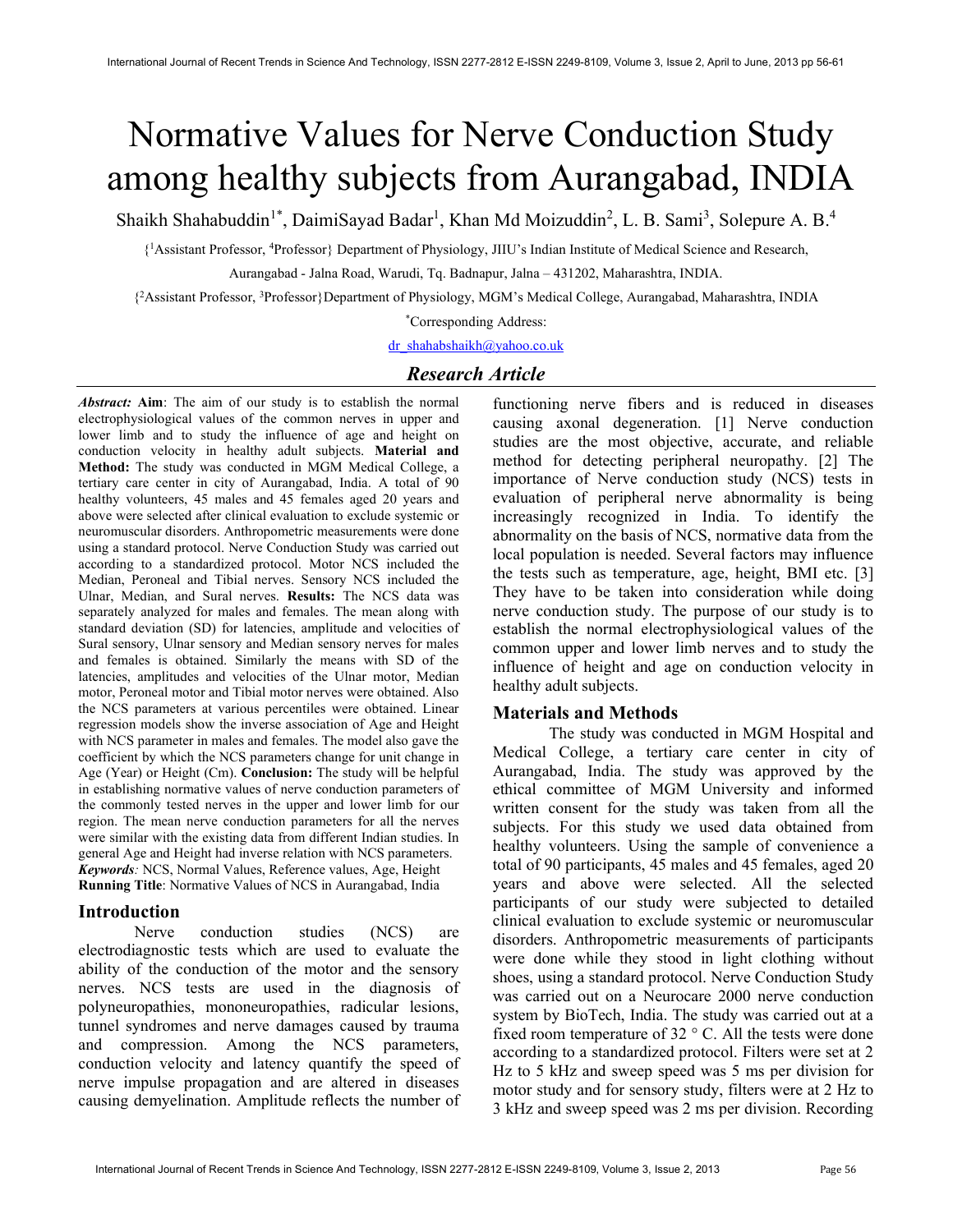# Normative Values for Nerve Conduction Study among healthy subjects from Aurangabad, INDIA

Shaikh Shahabuddin[1*], DaimiSayad Badar[1], Khan Md Moizuddin[2], L. B. Sami[3], Solepure A. B.[4]

{[1]Assistant Professor, [4]Professor} Department of Physiology, JIIU's Indian Institute of Medical Science and Research, Aurangabad - Jalna Road, Warudi, Tq. Badnapur, Jalna – 431202, Maharashtra, INDIA.

{[2]Assistant Professor, [3]Professor}Department of Physiology, MGM's Medical College, Aurangabad, Maharashtra, INDIA

*Corresponding Address:

dr_shahabshaikh@yahoo.co.uk

*Research Article*

***Abstract:*** **Aim**: The aim of our study is to establish the normal electrophysiological values of the common nerves in upper and lower limb and to study the influence of age and height on conduction velocity in healthy adult subjects. **Material and Method:** The study was conducted in MGM Medical College, a tertiary care center in city of Aurangabad, India. A total of 90 healthy volunteers, 45 males and 45 females aged 20 years and above were selected after clinical evaluation to exclude systemic or neuromuscular disorders. Anthropometric measurements were done using a standard protocol. Nerve Conduction Study was carried out according to a standardized protocol. Motor NCS included the Median, Peroneal and Tibial nerves. Sensory NCS included the Ulnar, Median, and Sural nerves. **Results:** The NCS data was separately analyzed for males and females. The mean along with standard deviation (SD) for latencies, amplitude and velocities of Sural sensory, Ulnar sensory and Median sensory nerves for males and females is obtained. Similarly the means with SD of the latencies, amplitudes and velocities of the Ulnar motor, Median motor, Peroneal motor and Tibial motor nerves were obtained. Also the NCS parameters at various percentiles were obtained. Linear regression models show the inverse association of Age and Height with NCS parameter in males and females. The model also gave the coefficient by which the NCS parameters change for unit change in Age (Year) or Height (Cm). **Conclusion:** The study will be helpful in establishing normative values of nerve conduction parameters of the commonly tested nerves in the upper and lower limb for our region. The mean nerve conduction parameters for all the nerves were similar with the existing data from different Indian studies. In general Age and Height had inverse relation with NCS parameters.

***Keywords****:* NCS, Normal Values, Reference values, Age, Height

**Running Title**: Normative Values of NCS in Aurangabad, India

## Introduction

Nerve conduction studies (NCS) are electrodiagnostic tests which are used to evaluate the ability of the conduction of the motor and the sensory nerves. NCS tests are used in the diagnosis of polyneuropathies, mononeuropathies, radicular lesions, tunnel syndromes and nerve damages caused by trauma and compression. Among the NCS parameters, conduction velocity and latency quantify the speed of nerve impulse propagation and are altered in diseases causing demyelination. Amplitude reflects the number of functioning nerve fibers and is reduced in diseases causing axonal degeneration. [1] Nerve conduction studies are the most objective, accurate, and reliable method for detecting peripheral neuropathy. [2] The importance of Nerve conduction study (NCS) tests in evaluation of peripheral nerve abnormality is being increasingly recognized in India. To identify the abnormality on the basis of NCS, normative data from the local population is needed. Several factors may influence the tests such as temperature, age, height, BMI etc. [3] They have to be taken into consideration while doing nerve conduction study. The purpose of our study is to establish the normal electrophysiological values of the common upper and lower limb nerves and to study the influence of height and age on conduction velocity in healthy adult subjects.

## Materials and Methods

The study was conducted in MGM Hospital and Medical College, a tertiary care center in city of Aurangabad, India. The study was approved by the ethical committee of MGM University and informed written consent for the study was taken from all the subjects. For this study we used data obtained from healthy volunteers. Using the sample of convenience a total of 90 participants, 45 males and 45 females, aged 20 years and above were selected. All the selected participants of our study were subjected to detailed clinical evaluation to exclude systemic or neuromuscular disorders. Anthropometric measurements of participants were done while they stood in light clothing without shoes, using a standard protocol. Nerve Conduction Study was carried out on a Neurocare 2000 nerve conduction system by BioTech, India. The study was carried out at a fixed room temperature of 32 ° C. All the tests were done according to a standardized protocol. Filters were set at 2 Hz to 5 kHz and sweep speed was 5 ms per division for motor study and for sensory study, filters were at 2 Hz to 3 kHz and sweep speed was 2 ms per division. Recording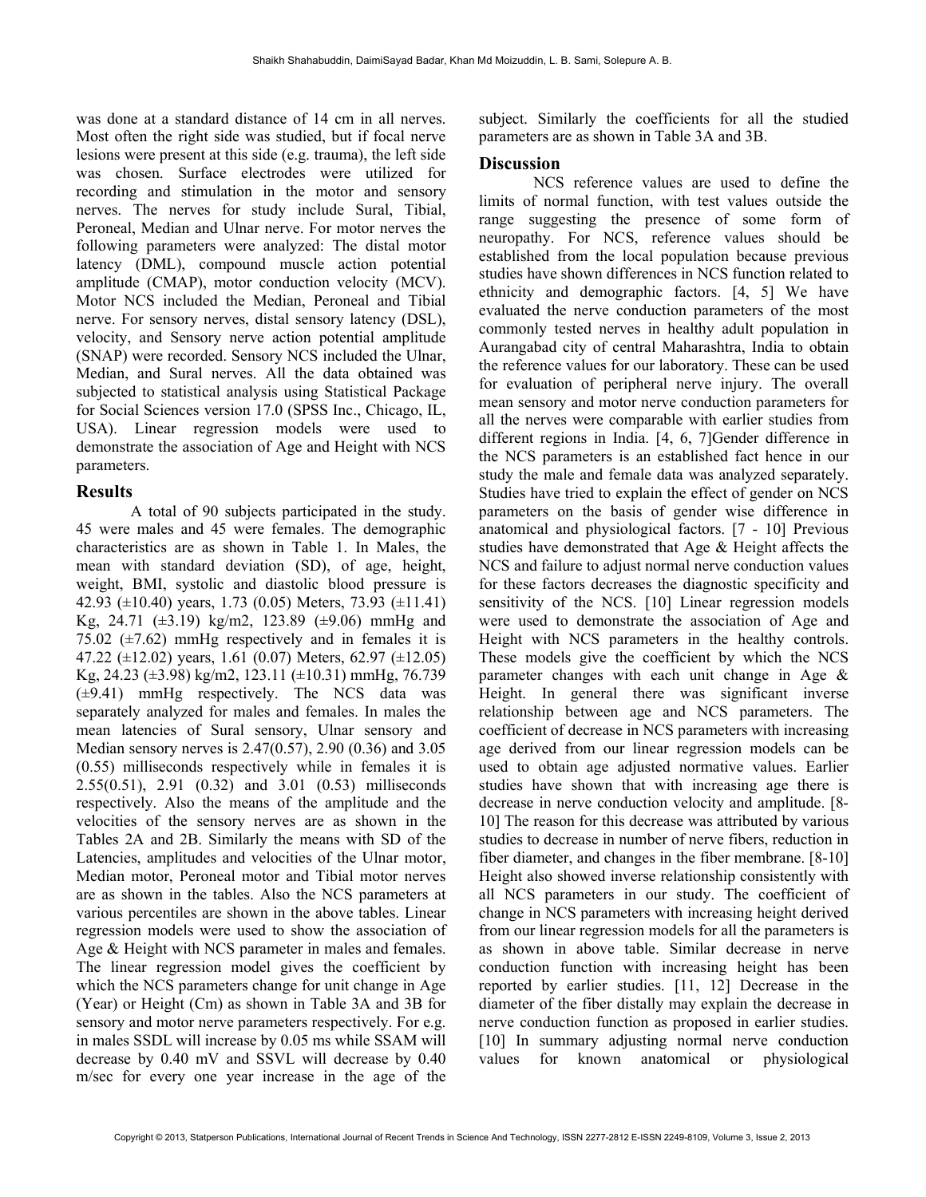was done at a standard distance of 14 cm in all nerves. Most often the right side was studied, but if focal nerve lesions were present at this side (e.g. trauma), the left side was chosen. Surface electrodes were utilized for recording and stimulation in the motor and sensory nerves. The nerves for study include Sural, Tibial, Peroneal, Median and Ulnar nerve. For motor nerves the following parameters were analyzed: The distal motor latency (DML), compound muscle action potential amplitude (CMAP), motor conduction velocity (MCV). Motor NCS included the Median, Peroneal and Tibial nerve. For sensory nerves, distal sensory latency (DSL), velocity, and Sensory nerve action potential amplitude (SNAP) were recorded. Sensory NCS included the Ulnar, Median, and Sural nerves. All the data obtained was subjected to statistical analysis using Statistical Package for Social Sciences version 17.0 (SPSS Inc., Chicago, IL, USA). Linear regression models were used to demonstrate the association of Age and Height with NCS parameters.

## Results

A total of 90 subjects participated in the study. 45 were males and 45 were females. The demographic characteristics are as shown in Table 1. In Males, the mean with standard deviation (SD), of age, height, weight, BMI, systolic and diastolic blood pressure is 42.93 (±10.40) years, 1.73 (0.05) Meters, 73.93 (±11.41) Kg, 24.71 (±3.19) kg/m2, 123.89 (±9.06) mmHg and 75.02 (±7.62) mmHg respectively and in females it is 47.22 (±12.02) years, 1.61 (0.07) Meters, 62.97 (±12.05) Kg, 24.23 (±3.98) kg/m2, 123.11 (±10.31) mmHg, 76.739 (±9.41) mmHg respectively. The NCS data was separately analyzed for males and females. In males the mean latencies of Sural sensory, Ulnar sensory and Median sensory nerves is 2.47(0.57), 2.90 (0.36) and 3.05 (0.55) milliseconds respectively while in females it is 2.55(0.51), 2.91 (0.32) and 3.01 (0.53) milliseconds respectively. Also the means of the amplitude and the velocities of the sensory nerves are as shown in the Tables 2A and 2B. Similarly the means with SD of the Latencies, amplitudes and velocities of the Ulnar motor, Median motor, Peroneal motor and Tibial motor nerves are as shown in the tables. Also the NCS parameters at various percentiles are shown in the above tables. Linear regression models were used to show the association of Age & Height with NCS parameter in males and females. The linear regression model gives the coefficient by which the NCS parameters change for unit change in Age (Year) or Height (Cm) as shown in Table 3A and 3B for sensory and motor nerve parameters respectively. For e.g. in males SSDL will increase by 0.05 ms while SSAM will decrease by 0.40 mV and SSVL will decrease by 0.40 m/sec for every one year increase in the age of the subject. Similarly the coefficients for all the studied parameters are as shown in Table 3A and 3B.

## Discussion

NCS reference values are used to define the limits of normal function, with test values outside the range suggesting the presence of some form of neuropathy. For NCS, reference values should be established from the local population because previous studies have shown differences in NCS function related to ethnicity and demographic factors. [4, 5] We have evaluated the nerve conduction parameters of the most commonly tested nerves in healthy adult population in Aurangabad city of central Maharashtra, India to obtain the reference values for our laboratory. These can be used for evaluation of peripheral nerve injury. The overall mean sensory and motor nerve conduction parameters for all the nerves were comparable with earlier studies from different regions in India. [4, 6, 7]Gender difference in the NCS parameters is an established fact hence in our study the male and female data was analyzed separately. Studies have tried to explain the effect of gender on NCS parameters on the basis of gender wise difference in anatomical and physiological factors. [7 - 10] Previous studies have demonstrated that Age & Height affects the NCS and failure to adjust normal nerve conduction values for these factors decreases the diagnostic specificity and sensitivity of the NCS. [10] Linear regression models were used to demonstrate the association of Age and Height with NCS parameters in the healthy controls. These models give the coefficient by which the NCS parameter changes with each unit change in Age & Height. In general there was significant inverse relationship between age and NCS parameters. The coefficient of decrease in NCS parameters with increasing age derived from our linear regression models can be used to obtain age adjusted normative values. Earlier studies have shown that with increasing age there is decrease in nerve conduction velocity and amplitude. [8-10] The reason for this decrease was attributed by various studies to decrease in number of nerve fibers, reduction in fiber diameter, and changes in the fiber membrane. [8-10] Height also showed inverse relationship consistently with all NCS parameters in our study. The coefficient of change in NCS parameters with increasing height derived from our linear regression models for all the parameters is as shown in above table. Similar decrease in nerve conduction function with increasing height has been reported by earlier studies. [11, 12] Decrease in the diameter of the fiber distally may explain the decrease in nerve conduction function as proposed in earlier studies. [10] In summary adjusting normal nerve conduction values for known anatomical or physiological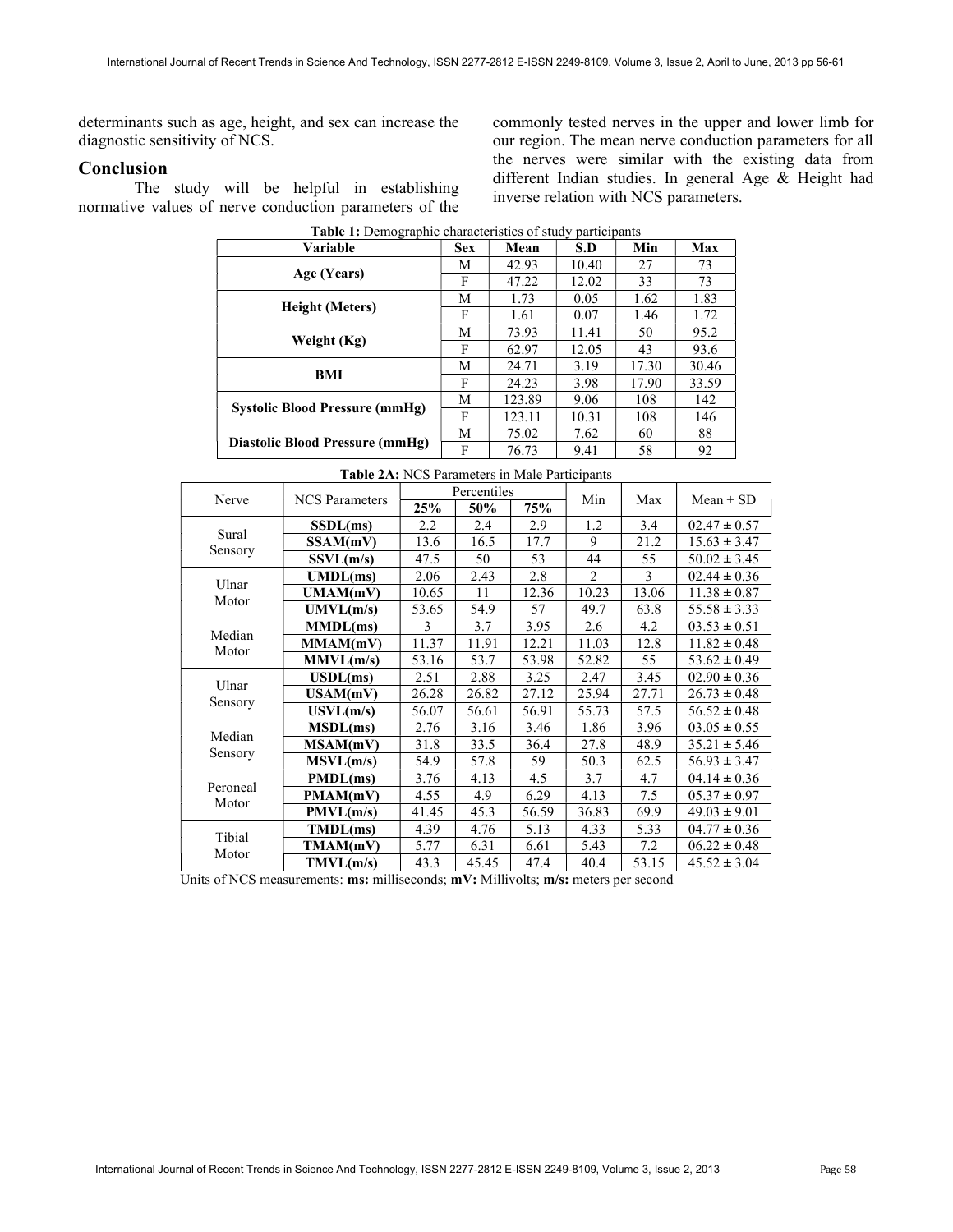determinants such as age, height, and sex can increase the diagnostic sensitivity of NCS.

## Conclusion

The study will be helpful in establishing normative values of nerve conduction parameters of the commonly tested nerves in the upper and lower limb for our region. The mean nerve conduction parameters for all the nerves were similar with the existing data from different Indian studies. In general Age & Height had inverse relation with NCS parameters.

**Table 1:** Demographic characteristics of study participants

| Variable | Sex | Mean | S.D | Min | Max |
|---|---|---|---|---|---|
| **Age (Years)** | M | 42.93 | 10.40 | 27 | 73 |
| | F | 47.22 | 12.02 | 33 | 73 |
| **Height (Meters)** | M | 1.73 | 0.05 | 1.62 | 1.83 |
| | F | 1.61 | 0.07 | 1.46 | 1.72 |
| **Weight (Kg)** | M | 73.93 | 11.41 | 50 | 95.2 |
| | F | 62.97 | 12.05 | 43 | 93.6 |
| **BMI** | M | 24.71 | 3.19 | 17.30 | 30.46 |
| | F | 24.23 | 3.98 | 17.90 | 33.59 |
| **Systolic Blood Pressure (mmHg)** | M | 123.89 | 9.06 | 108 | 142 |
| | F | 123.11 | 10.31 | 108 | 146 |
| **Diastolic Blood Pressure (mmHg)** | M | 75.02 | 7.62 | 60 | 88 |
| | F | 76.73 | 9.41 | 58 | 92 |

**Table 2A:** NCS Parameters in Male Participants

| Nerve | NCS Parameters | Percentiles | | | Min | Max | Mean ± SD |
|---|---|---|---|---|---|---|---|
| | | **25%** | **50%** | **75%** | | | |
| Sural Sensory | **SSDL(ms)** | 2.2 | 2.4 | 2.9 | 1.2 | 3.4 | 02.47 ± 0.57 |
| | **SSAM(mV)** | 13.6 | 16.5 | 17.7 | 9 | 21.2 | 15.63 ± 3.47 |
| | **SSVL(m/s)** | 47.5 | 50 | 53 | 44 | 55 | 50.02 ± 3.45 |
| Ulnar Motor | **UMDL(ms)** | 2.06 | 2.43 | 2.8 | 2 | 3 | 02.44 ± 0.36 |
| | **UMAM(mV)** | 10.65 | 11 | 12.36 | 10.23 | 13.06 | 11.38 ± 0.87 |
| | **UMVL(m/s)** | 53.65 | 54.9 | 57 | 49.7 | 63.8 | 55.58 ± 3.33 |
| Median Motor | **MMDL(ms)** | 3 | 3.7 | 3.95 | 2.6 | 4.2 | 03.53 ± 0.51 |
| | **MMAM(mV)** | 11.37 | 11.91 | 12.21 | 11.03 | 12.8 | 11.82 ± 0.48 |
| | **MMVL(m/s)** | 53.16 | 53.7 | 53.98 | 52.82 | 55 | 53.62 ± 0.49 |
| Ulnar Sensory | **USDL(ms)** | 2.51 | 2.88 | 3.25 | 2.47 | 3.45 | 02.90 ± 0.36 |
| | **USAM(mV)** | 26.28 | 26.82 | 27.12 | 25.94 | 27.71 | 26.73 ± 0.48 |
| | **USVL(m/s)** | 56.07 | 56.61 | 56.91 | 55.73 | 57.5 | 56.52 ± 0.48 |
| Median Sensory | **MSDL(ms)** | 2.76 | 3.16 | 3.46 | 1.86 | 3.96 | 03.05 ± 0.55 |
| | **MSAM(mV)** | 31.8 | 33.5 | 36.4 | 27.8 | 48.9 | 35.21 ± 5.46 |
| | **MSVL(m/s)** | 54.9 | 57.8 | 59 | 50.3 | 62.5 | 56.93 ± 3.47 |
| Peroneal Motor | **PMDL(ms)** | 3.76 | 4.13 | 4.5 | 3.7 | 4.7 | 04.14 ± 0.36 |
| | **PMAM(mV)** | 4.55 | 4.9 | 6.29 | 4.13 | 7.5 | 05.37 ± 0.97 |
| | **PMVL(m/s)** | 41.45 | 45.3 | 56.59 | 36.83 | 69.9 | 49.03 ± 9.01 |
| Tibial Motor | **TMDL(ms)** | 4.39 | 4.76 | 5.13 | 4.33 | 5.33 | 04.77 ± 0.36 |
| | **TMAM(mV)** | 5.77 | 6.31 | 6.61 | 5.43 | 7.2 | 06.22 ± 0.48 |
| | **TMVL(m/s)** | 43.3 | 45.45 | 47.4 | 40.4 | 53.15 | 45.52 ± 3.04 |

Units of NCS measurements: **ms:** milliseconds; **mV:** Millivolts; **m/s:** meters per second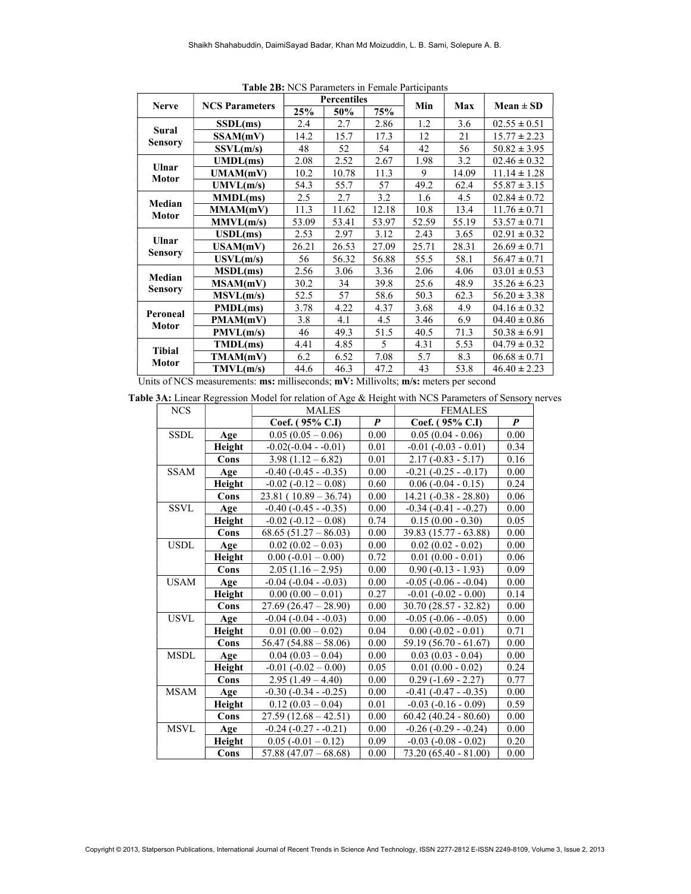**Table 2B:** NCS Parameters in Female Participants

| Nerve | NCS Parameters | Percentiles | | | Min | Max | Mean ± SD |
|---|---|---|---|---|---|---|---|
| | | 25% | 50% | 75% | | | |
| Sural Sensory | SSDL(ms) | 2.4 | 2.7 | 2.86 | 1.2 | 3.6 | 02.55 ± 0.51 |
| | SSAM(mV) | 14.2 | 15.7 | 17.3 | 12 | 21 | 15.77 ± 2.23 |
| | SSVL(m/s) | 48 | 52 | 54 | 42 | 56 | 50.82 ± 3.95 |
| Ulnar Motor | UMDL(ms) | 2.08 | 2.52 | 2.67 | 1.98 | 3.2 | 02.46 ± 0.32 |
| | UMAM(mV) | 10.2 | 10.78 | 11.3 | 9 | 14.09 | 11.14 ± 1.28 |
| | UMVL(m/s) | 54.3 | 55.7 | 57 | 49.2 | 62.4 | 55.87 ± 3.15 |
| Median Motor | MMDL(ms) | 2.5 | 2.7 | 3.2 | 1.6 | 4.5 | 02.84 ± 0.72 |
| | MMAM(mV) | 11.3 | 11.62 | 12.18 | 10.8 | 13.4 | 11.76 ± 0.71 |
| | MMVL(m/s) | 53.09 | 53.41 | 53.97 | 52.59 | 55.19 | 53.57 ± 0.71 |
| Ulnar Sensory | USDL(ms) | 2.53 | 2.97 | 3.12 | 2.43 | 3.65 | 02.91 ± 0.32 |
| | USAM(mV) | 26.21 | 26.53 | 27.09 | 25.71 | 28.31 | 26.69 ± 0.71 |
| | USVL(m/s) | 56 | 56.32 | 56.88 | 55.5 | 58.1 | 56.47 ± 0.71 |
| Median Sensory | MSDL(ms) | 2.56 | 3.06 | 3.36 | 2.06 | 4.06 | 03.01 ± 0.53 |
| | MSAM(mV) | 30.2 | 34 | 39.8 | 25.6 | 48.9 | 35.26 ± 6.23 |
| | MSVL(m/s) | 52.5 | 57 | 58.6 | 50.3 | 62.3 | 56.20 ± 3.38 |
| Peroneal Motor | PMDL(ms) | 3.78 | 4.22 | 4.37 | 3.68 | 4.9 | 04.16 ± 0.32 |
| | PMAM(mV) | 3.8 | 4.1 | 4.5 | 3.46 | 6.9 | 04.40 ± 0.86 |
| | PMVL(m/s) | 46 | 49.3 | 51.5 | 40.5 | 71.3 | 50.38 ± 6.91 |
| Tibial Motor | TMDL(ms) | 4.41 | 4.85 | 5 | 4.31 | 5.53 | 04.79 ± 0.32 |
| | TMAM(mV) | 6.2 | 6.52 | 7.08 | 5.7 | 8.3 | 06.68 ± 0.71 |
| | TMVL(m/s) | 44.6 | 46.3 | 47.2 | 43 | 53.8 | 46.40 ± 2.23 |

Units of NCS measurements: **ms:** milliseconds; **mV:** Millivolts; **m/s:** meters per second

**Table 3A:** Linear Regression Model for relation of Age & Height with NCS Parameters of Sensory nerves

| NCS | | MALES | | FEMALES | |
|---|---|---|---|---|---|
| | | **Coef. ( 95% C.I)** | ***P*** | **Coef. ( 95% C.I)** | ***P*** |
| SSDL | **Age** | 0.05 (0.05 – 0.06) | 0.00 | 0.05 (0.04 - 0.06) | 0.00 |
| | **Height** | -0.02(-0.04 - -0.01) | 0.01 | -0.01 (-0.03 - 0.01) | 0.34 |
| | **Cons** | 3.98 (1.12 – 6.82) | 0.01 | 2.17 (-0.83 - 5.17) | 0.16 |
| SSAM | **Age** | -0.40 (-0.45 - -0.35) | 0.00 | -0.21 (-0.25 - -0.17) | 0.00 |
| | **Height** | -0.02 (-0.12 – 0.08) | 0.60 | 0.06 (-0.04 - 0.15) | 0.24 |
| | **Cons** | 23.81 ( 10.89 – 36.74) | 0.00 | 14.21 (-0.38 - 28.80) | 0.06 |
| SSVL | **Age** | -0.40 (-0.45 - -0.35) | 0.00 | -0.34 (-0.41 - -0.27) | 0.00 |
| | **Height** | -0.02 (-0.12 – 0.08) | 0.74 | 0.15 (0.00 - 0.30) | 0.05 |
| | **Cons** | 68.65 (51.27 – 86.03) | 0.00 | 39.83 (15.77 - 63.88) | 0.00 |
| USDL | **Age** | 0.02 (0.02 – 0.03) | 0.00 | 0.02 (0.02 - 0.02) | 0.00 |
| | **Height** | 0.00 (-0.01 – 0.00) | 0.72 | 0.01 (0.00 - 0.01) | 0.06 |
| | **Cons** | 2.05 (1.16 – 2.95) | 0.00 | 0.90 (-0.13 - 1.93) | 0.09 |
| USAM | **Age** | -0.04 (-0.04 - -0.03) | 0.00 | -0.05 (-0.06 - -0.04) | 0.00 |
| | **Height** | 0.00 (0.00 – 0.01) | 0.27 | -0.01 (-0.02 - 0.00) | 0.14 |
| | **Cons** | 27.69 (26.47 – 28.90) | 0.00 | 30.70 (28.57 - 32.82) | 0.00 |
| USVL | **Age** | -0.04 (-0.04 - -0.03) | 0.00 | -0.05 (-0.06 - -0.05) | 0.00 |
| | **Height** | 0.01 (0.00 – 0.02) | 0.04 | 0.00 (-0.02 - 0.01) | 0.71 |
| | **Cons** | 56.47 (54.88 – 58.06) | 0.00 | 59.19 (56.70 - 61.67) | 0.00 |
| MSDL | **Age** | 0.04 (0.03 – 0.04) | 0.00 | 0.03 (0.03 - 0.04) | 0.00 |
| | **Height** | -0.01 (-0.02 – 0.00) | 0.05 | 0.01 (0.00 - 0.02) | 0.24 |
| | **Cons** | 2.95 (1.49 – 4.40) | 0.00 | 0.29 (-1.69 - 2.27) | 0.77 |
| MSAM | **Age** | -0.30 (-0.34 - -0.25) | 0.00 | -0.41 (-0.47 - -0.35) | 0.00 |
| | **Height** | 0.12 (0.03 – 0.04) | 0.01 | -0.03 (-0.16 - 0.09) | 0.59 |
| | **Cons** | 27.59 (12.68 – 42.51) | 0.00 | 60.42 (40.24 - 80.60) | 0.00 |
| MSVL | **Age** | -0.24 (-0.27 - -0.21) | 0.00 | -0.26 (-0.29 - -0.24) | 0.00 |
| | **Height** | 0.05 (-0.01 – 0.12) | 0.09 | -0.03 (-0.08 - 0.02) | 0.20 |
| | **Cons** | 57.88 (47.07 – 68.68) | 0.00 | 73.20 (65.40 - 81.00) | 0.00 |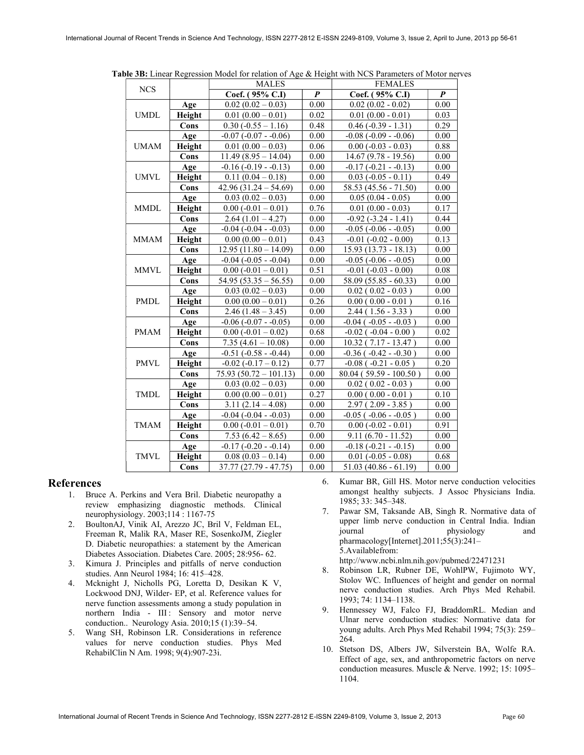**Table 3B:** Linear Regression Model for relation of Age & Height with NCS Parameters of Motor nerves

| NCS | | MALES | | FEMALES | |
|---|---|---|---|---|---|
| | | **Coef. ( 95% C.I)** | ***P*** | **Coef. ( 95% C.I)** | ***P*** |
| UMDL | **Age** | 0.02 (0.02 – 0.03) | 0.00 | 0.02 (0.02 - 0.02) | 0.00 |
| | **Height** | 0.01 (0.00 – 0.01) | 0.02 | 0.01 (0.00 - 0.01) | 0.03 |
| | **Cons** | 0.30 (-0.55 – 1.16) | 0.48 | 0.46 (-0.39 - 1.31) | 0.29 |
| UMAM | **Age** | -0.07 (-0.07 - -0.06) | 0.00 | -0.08 (-0.09 - -0.06) | 0.00 |
| | **Height** | 0.01 (0.00 – 0.03) | 0.06 | 0.00 (-0.03 - 0.03) | 0.88 |
| | **Cons** | 11.49 (8.95 – 14.04) | 0.00 | 14.67 (9.78 - 19.56) | 0.00 |
| UMVL | **Age** | -0.16 (-0.19 - -0.13) | 0.00 | -0.17 (-0.21 - -0.13) | 0.00 |
| | **Height** | 0.11 (0.04 – 0.18) | 0.00 | 0.03 (-0.05 - 0.11) | 0.49 |
| | **Cons** | 42.96 (31.24 – 54.69) | 0.00 | 58.53 (45.56 - 71.50) | 0.00 |
| MMDL | **Age** | 0.03 (0.02 – 0.03) | 0.00 | 0.05 (0.04 - 0.05) | 0.00 |
| | **Height** | 0.00 (-0.01 – 0.01) | 0.76 | 0.01 (0.00 - 0.03) | 0.17 |
| | **Cons** | 2.64 (1.01 – 4.27) | 0.00 | -0.92 (-3.24 - 1.41) | 0.44 |
| MMAM | **Age** | -0.04 (-0.04 - -0.03) | 0.00 | -0.05 (-0.06 - -0.05) | 0.00 |
| | **Height** | 0.00 (0.00 – 0.01) | 0.43 | -0.01 (-0.02 - 0.00) | 0.13 |
| | **Cons** | 12.95 (11.80 – 14.09) | 0.00 | 15.93 (13.73 - 18.13) | 0.00 |
| MMVL | **Age** | -0.04 (-0.05 - -0.04) | 0.00 | -0.05 (-0.06 - -0.05) | 0.00 |
| | **Height** | 0.00 (-0.01 – 0.01) | 0.51 | -0.01 (-0.03 - 0.00) | 0.08 |
| | **Cons** | 54.95 (53.35 – 56.55) | 0.00 | 58.09 (55.85 - 60.33) | 0.00 |
| PMDL | **Age** | 0.03 (0.02 – 0.03) | 0.00 | 0.02 ( 0.02 - 0.03 ) | 0.00 |
| | **Height** | 0.00 (0.00 – 0.01) | 0.26 | 0.00 ( 0.00 - 0.01 ) | 0.16 |
| | **Cons** | 2.46 (1.48 – 3.45) | 0.00 | 2.44 ( 1.56 - 3.33 ) | 0.00 |
| PMAM | **Age** | -0.06 (-0.07 - -0.05) | 0.00 | -0.04 ( -0.05 - -0.03 ) | 0.00 |
| | **Height** | 0.00 (-0.01 – 0.02) | 0.68 | -0.02 ( -0.04 - 0.00 ) | 0.02 |
| | **Cons** | 7.35 (4.61 – 10.08) | 0.00 | 10.32 ( 7.17 - 13.47 ) | 0.00 |
| PMVL | **Age** | -0.51 (-0.58 - -0.44) | 0.00 | -0.36 ( -0.42 - -0.30 ) | 0.00 |
| | **Height** | -0.02 (-0.17 – 0.12) | 0.77 | -0.08 ( -0.21 - 0.05 ) | 0.20 |
| | **Cons** | 75.93 (50.72 – 101.13) | 0.00 | 80.04 ( 59.59 - 100.50 ) | 0.00 |
| TMDL | **Age** | 0.03 (0.02 – 0.03) | 0.00 | 0.02 ( 0.02 - 0.03 ) | 0.00 |
| | **Height** | 0.00 (0.00 – 0.01) | 0.27 | 0.00 ( 0.00 - 0.01 ) | 0.10 |
| | **Cons** | 3.11 (2.14 – 4.08) | 0.00 | 2.97 ( 2.09 - 3.85 ) | 0.00 |
| TMAM | **Age** | -0.04 (-0.04 - -0.03) | 0.00 | -0.05 ( -0.06 - -0.05 ) | 0.00 |
| | **Height** | 0.00 (-0.01 – 0.01) | 0.70 | 0.00 (-0.02 - 0.01) | 0.91 |
| | **Cons** | 7.53 (6.42 – 8.65) | 0.00 | 9.11 (6.70 - 11.52) | 0.00 |
| TMVL | **Age** | -0.17 (-0.20 - -0.14) | 0.00 | -0.18 (-0.21 - -0.15) | 0.00 |
| | **Height** | 0.08 (0.03 – 0.14) | 0.00 | 0.01 (-0.05 - 0.08) | 0.68 |
| | **Cons** | 37.77 (27.79 - 47.75) | 0.00 | 51.03 (40.86 - 61.19) | 0.00 |

# References

1. Bruce A. Perkins and Vera Bril. Diabetic neuropathy a review emphasizing diagnostic methods. Clinical neurophysiology. 2003;114 : 1167-75
2. BoultonAJ, Vinik AI, Arezzo JC, Bril V, Feldman EL, Freeman R, Malik RA, Maser RE, SosenkoJM, Ziegler D. Diabetic neuropathies: a statement by the American Diabetes Association. Diabetes Care. 2005; 28:956- 62.
3. Kimura J. Principles and pitfalls of nerve conduction studies. Ann Neurol 1984; 16: 415–428.
4. Mcknight J, Nicholls PG, Loretta D, Desikan K V, Lockwood DNJ, Wilder- EP, et al. Reference values for nerve function assessments among a study population in northern India - III : Sensory and motor nerve conduction.. Neurology Asia. 2010;15 (1):39–54.
5. Wang SH, Robinson LR. Considerations in reference values for nerve conduction studies. Phys Med RehabilClin N Am. 1998; 9(4):907-23i.
6. Kumar BR, Gill HS. Motor nerve conduction velocities amongst healthy subjects. J Assoc Physicians India. 1985; 33: 345–348.
7. Pawar SM, Taksande AB, Singh R. Normative data of upper limb nerve conduction in Central India. Indian journal of physiology and pharmacology[Internet].2011;55(3):241–5.Availablefrom: http://www.ncbi.nlm.nih.gov/pubmed/22471231
8. Robinson LR, Rubner DE, WohlPW, Fujimoto WY, Stolov WC. Influences of height and gender on normal nerve conduction studies. Arch Phys Med Rehabil. 1993; 74: 1134–1138.
9. Hennessey WJ, Falco FJ, BraddomRL. Median and Ulnar nerve conduction studies: Normative data for young adults. Arch Phys Med Rehabil 1994; 75(3): 259–264.
10. Stetson DS, Albers JW, Silverstein BA, Wolfe RA. Effect of age, sex, and anthropometric factors on nerve conduction measures. Muscle & Nerve. 1992; 15: 1095–1104.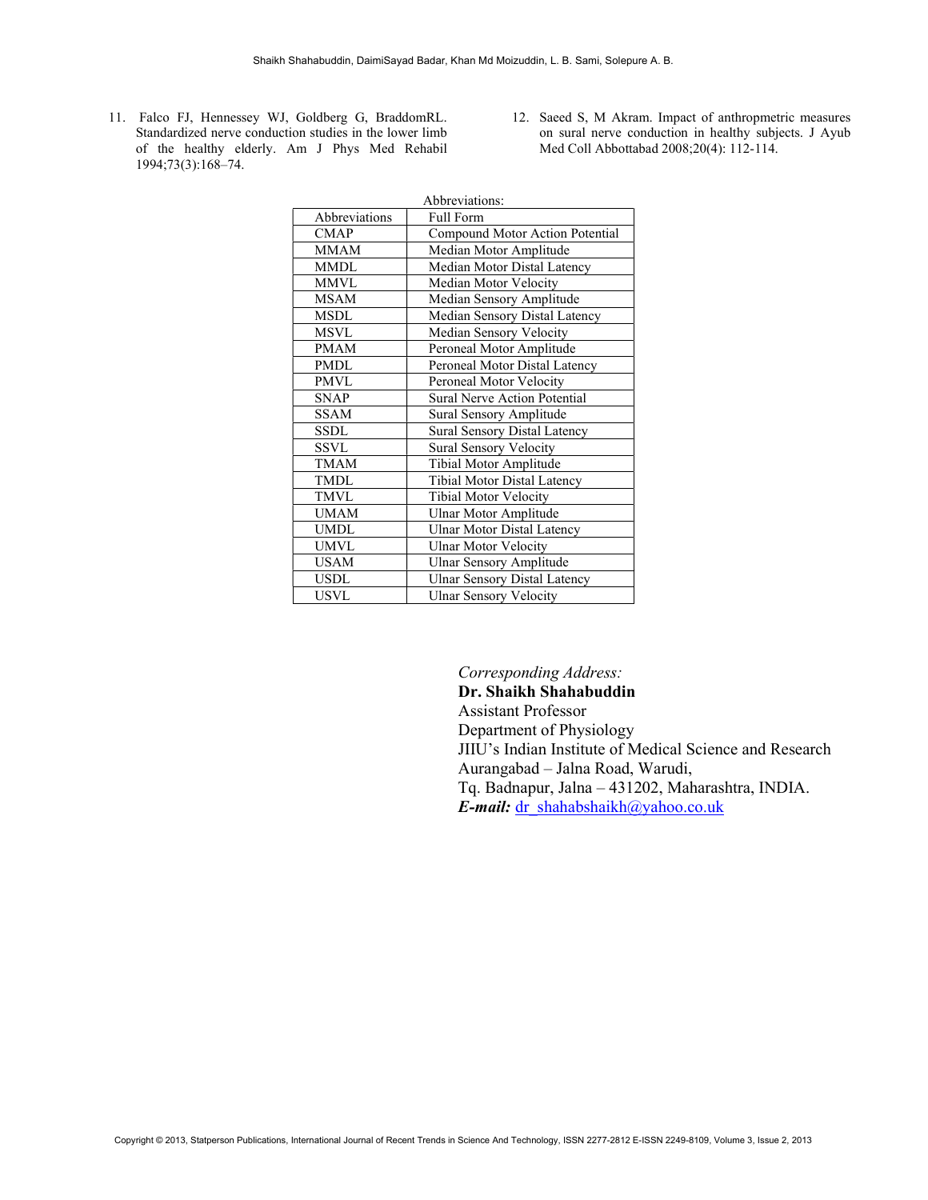11. Falco FJ, Hennessey WJ, Goldberg G, BraddomRL. Standardized nerve conduction studies in the lower limb of the healthy elderly. Am J Phys Med Rehabil 1994;73(3):168–74.
12. Saeed S, M Akram. Impact of anthropmetric measures on sural nerve conduction in healthy subjects. J Ayub Med Coll Abbottabad 2008;20(4): 112-114.

Abbreviations:

| Abbreviations | Full Form |
|---|---|
| CMAP | Compound Motor Action Potential |
| MMAM | Median Motor Amplitude |
| MMDL | Median Motor Distal Latency |
| MMVL | Median Motor Velocity |
| MSAM | Median Sensory Amplitude |
| MSDL | Median Sensory Distal Latency |
| MSVL | Median Sensory Velocity |
| PMAM | Peroneal Motor Amplitude |
| PMDL | Peroneal Motor Distal Latency |
| PMVL | Peroneal Motor Velocity |
| SNAP | Sural Nerve Action Potential |
| SSAM | Sural Sensory Amplitude |
| SSDL | Sural Sensory Distal Latency |
| SSVL | Sural Sensory Velocity |
| TMAM | Tibial Motor Amplitude |
| TMDL | Tibial Motor Distal Latency |
| TMVL | Tibial Motor Velocity |
| UMAM | Ulnar Motor Amplitude |
| UMDL | Ulnar Motor Distal Latency |
| UMVL | Ulnar Motor Velocity |
| USAM | Ulnar Sensory Amplitude |
| USDL | Ulnar Sensory Distal Latency |
| USVL | Ulnar Sensory Velocity |

*Corresponding Address:*
**Dr. Shaikh Shahabuddin**
Assistant Professor
Department of Physiology
JIIU's Indian Institute of Medical Science and Research
Aurangabad – Jalna Road, Warudi,
Tq. Badnapur, Jalna – 431202, Maharashtra, INDIA.
***E-mail:*** dr_shahabshaikh@yahoo.co.uk